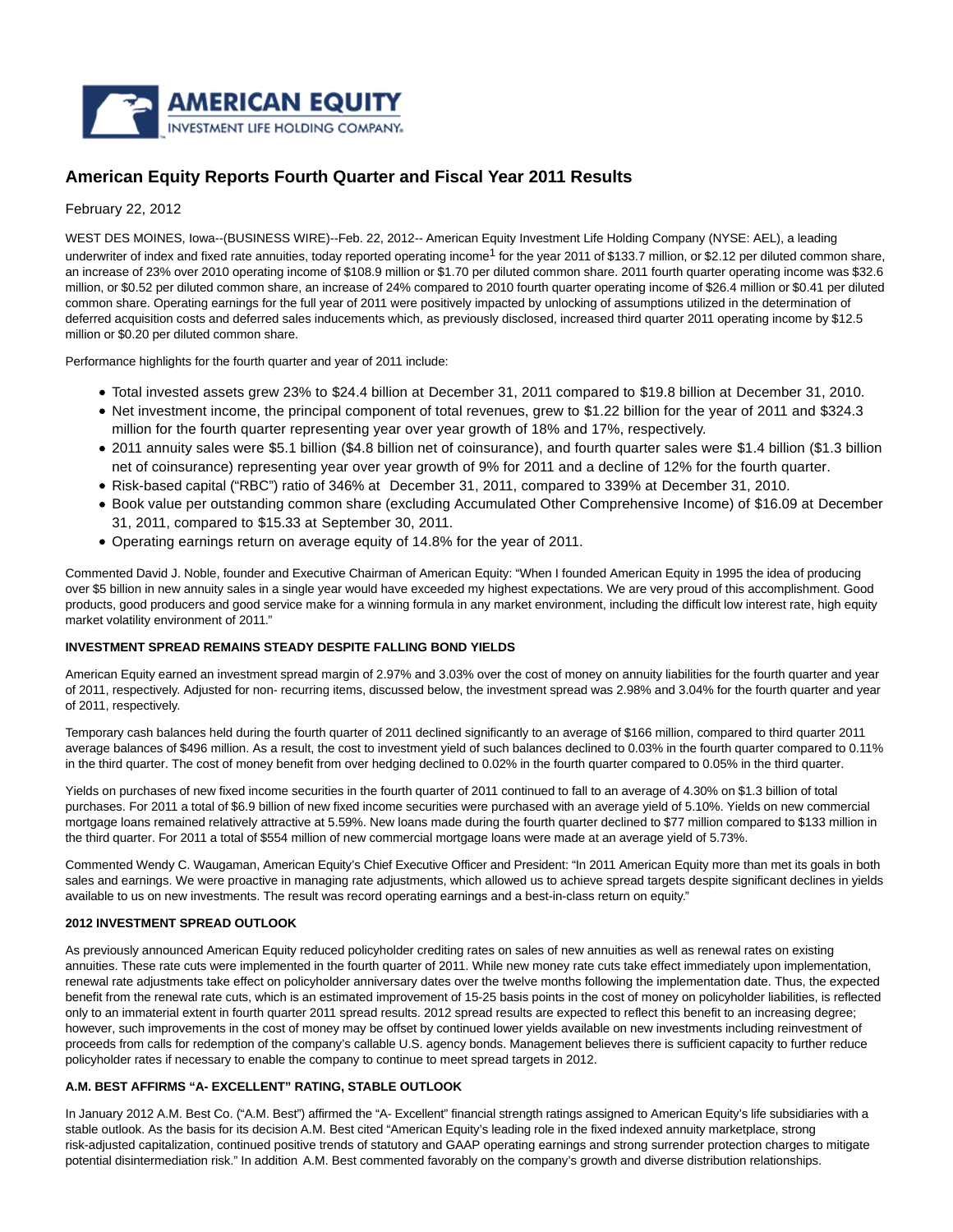# American Equity Reports Fourth Quarter and Fiscal Year 2011 Results

February 22, 2012

WEST DES MOINES, Iowa--(BUSINESS WIRE)--Feb. 22, 2012-- American Equity Investment Life Holding Company (NYSE: AEL), a leading underwriter of index and fixed rate annuities, today reported operating income[1] for the year 2011 of $133.7 million, or $2.12 per diluted common share, an increase of 23% over 2010 operating income of $108.9 million or $1.70 per diluted common share. 2011 fourth quarter operating income was $32.6 million, or $0.52 per diluted common share, an increase of 24% compared to 2010 fourth quarter operating income of $26.4 million or $0.41 per diluted common share. Operating earnings for the full year of 2011 were positively impacted by unlocking of assumptions utilized in the determination of deferred acquisition costs and deferred sales inducements which, as previously disclosed, increased third quarter 2011 operating income by $12.5 million or $0.20 per diluted common share.

Performance highlights for the fourth quarter and year of 2011 include:

- Total invested assets grew 23% to $24.4 billion at December 31, 2011 compared to $19.8 billion at December 31, 2010.
- Net investment income, the principal component of total revenues, grew to $1.22 billion for the year of 2011 and $324.3 million for the fourth quarter representing year over year growth of 18% and 17%, respectively.
- 2011 annuity sales were $5.1 billion ($4.8 billion net of coinsurance), and fourth quarter sales were $1.4 billion ($1.3 billion net of coinsurance) representing year over year growth of 9% for 2011 and a decline of 12% for the fourth quarter.
- Risk-based capital ("RBC") ratio of 346% at December 31, 2011, compared to 339% at December 31, 2010.
- Book value per outstanding common share (excluding Accumulated Other Comprehensive Income) of $16.09 at December 31, 2011, compared to $15.33 at September 30, 2011.
- Operating earnings return on average equity of 14.8% for the year of 2011.

Commented David J. Noble, founder and Executive Chairman of American Equity: "When I founded American Equity in 1995 the idea of producing over $5 billion in new annuity sales in a single year would have exceeded my highest expectations. We are very proud of this accomplishment. Good products, good producers and good service make for a winning formula in any market environment, including the difficult low interest rate, high equity market volatility environment of 2011."

**INVESTMENT SPREAD REMAINS STEADY DESPITE FALLING BOND YIELDS**

American Equity earned an investment spread margin of 2.97% and 3.03% over the cost of money on annuity liabilities for the fourth quarter and year of 2011, respectively. Adjusted for non- recurring items, discussed below, the investment spread was 2.98% and 3.04% for the fourth quarter and year of 2011, respectively.

Temporary cash balances held during the fourth quarter of 2011 declined significantly to an average of $166 million, compared to third quarter 2011 average balances of $496 million. As a result, the cost to investment yield of such balances declined to 0.03% in the fourth quarter compared to 0.11% in the third quarter. The cost of money benefit from over hedging declined to 0.02% in the fourth quarter compared to 0.05% in the third quarter.

Yields on purchases of new fixed income securities in the fourth quarter of 2011 continued to fall to an average of 4.30% on $1.3 billion of total purchases. For 2011 a total of $6.9 billion of new fixed income securities were purchased with an average yield of 5.10%. Yields on new commercial mortgage loans remained relatively attractive at 5.59%. New loans made during the fourth quarter declined to $77 million compared to $133 million in the third quarter. For 2011 a total of $554 million of new commercial mortgage loans were made at an average yield of 5.73%.

Commented Wendy C. Waugaman, American Equity's Chief Executive Officer and President: "In 2011 American Equity more than met its goals in both sales and earnings. We were proactive in managing rate adjustments, which allowed us to achieve spread targets despite significant declines in yields available to us on new investments. The result was record operating earnings and a best-in-class return on equity."

**2012 INVESTMENT SPREAD OUTLOOK**

As previously announced American Equity reduced policyholder crediting rates on sales of new annuities as well as renewal rates on existing annuities. These rate cuts were implemented in the fourth quarter of 2011. While new money rate cuts take effect immediately upon implementation, renewal rate adjustments take effect on policyholder anniversary dates over the twelve months following the implementation date. Thus, the expected benefit from the renewal rate cuts, which is an estimated improvement of 15-25 basis points in the cost of money on policyholder liabilities, is reflected only to an immaterial extent in fourth quarter 2011 spread results. 2012 spread results are expected to reflect this benefit to an increasing degree; however, such improvements in the cost of money may be offset by continued lower yields available on new investments including reinvestment of proceeds from calls for redemption of the company's callable U.S. agency bonds. Management believes there is sufficient capacity to further reduce policyholder rates if necessary to enable the company to continue to meet spread targets in 2012.

**A.M. BEST AFFIRMS "A- EXCELLENT" RATING, STABLE OUTLOOK**

In January 2012 A.M. Best Co. ("A.M. Best") affirmed the "A- Excellent" financial strength ratings assigned to American Equity's life subsidiaries with a stable outlook. As the basis for its decision A.M. Best cited "American Equity's leading role in the fixed indexed annuity marketplace, strong risk-adjusted capitalization, continued positive trends of statutory and GAAP operating earnings and strong surrender protection charges to mitigate potential disintermediation risk." In addition A.M. Best commented favorably on the company's growth and diverse distribution relationships.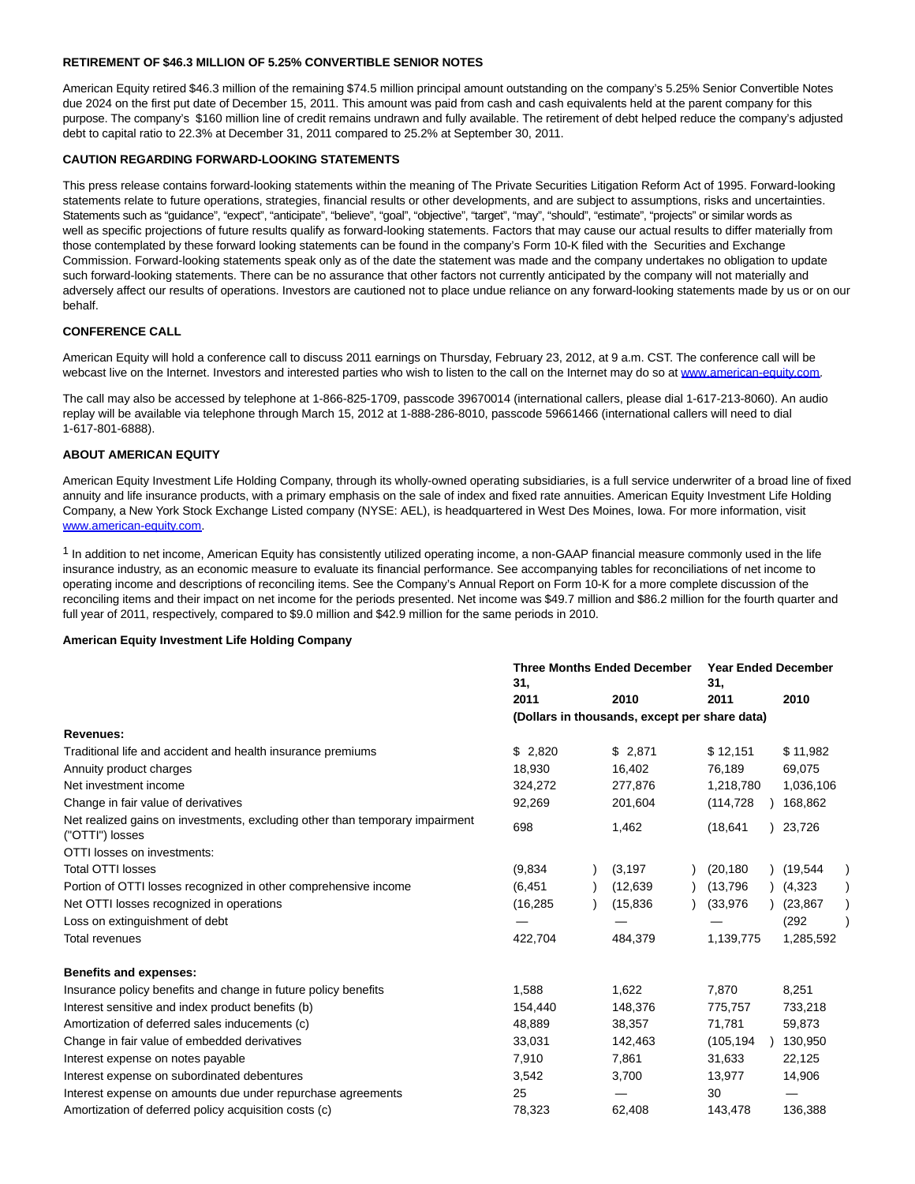**RETIREMENT OF $46.3 MILLION OF 5.25% CONVERTIBLE SENIOR NOTES**

American Equity retired $46.3 million of the remaining $74.5 million principal amount outstanding on the company's 5.25% Senior Convertible Notes due 2024 on the first put date of December 15, 2011. This amount was paid from cash and cash equivalents held at the parent company for this purpose. The company's $160 million line of credit remains undrawn and fully available. The retirement of debt helped reduce the company's adjusted debt to capital ratio to 22.3% at December 31, 2011 compared to 25.2% at September 30, 2011.

**CAUTION REGARDING FORWARD-LOOKING STATEMENTS**

This press release contains forward-looking statements within the meaning of The Private Securities Litigation Reform Act of 1995. Forward-looking statements relate to future operations, strategies, financial results or other developments, and are subject to assumptions, risks and uncertainties. Statements such as "guidance", "expect", "anticipate", "believe", "goal", "objective", "target", "may", "should", "estimate", "projects" or similar words as well as specific projections of future results qualify as forward-looking statements. Factors that may cause our actual results to differ materially from those contemplated by these forward looking statements can be found in the company's Form 10-K filed with the Securities and Exchange Commission. Forward-looking statements speak only as of the date the statement was made and the company undertakes no obligation to update such forward-looking statements. There can be no assurance that other factors not currently anticipated by the company will not materially and adversely affect our results of operations. Investors are cautioned not to place undue reliance on any forward-looking statements made by us or on our behalf.

**CONFERENCE CALL**

American Equity will hold a conference call to discuss 2011 earnings on Thursday, February 23, 2012, at 9 a.m. CST. The conference call will be webcast live on the Internet. Investors and interested parties who wish to listen to the call on the Internet may do so at www.american-equity.com.

The call may also be accessed by telephone at 1-866-825-1709, passcode 39670014 (international callers, please dial 1-617-213-8060). An audio replay will be available via telephone through March 15, 2012 at 1-888-286-8010, passcode 59661466 (international callers will need to dial 1-617-801-6888).

**ABOUT AMERICAN EQUITY**

American Equity Investment Life Holding Company, through its wholly-owned operating subsidiaries, is a full service underwriter of a broad line of fixed annuity and life insurance products, with a primary emphasis on the sale of index and fixed rate annuities. American Equity Investment Life Holding Company, a New York Stock Exchange Listed company (NYSE: AEL), is headquartered in West Des Moines, Iowa. For more information, visit www.american-equity.com.

[1] In addition to net income, American Equity has consistently utilized operating income, a non-GAAP financial measure commonly used in the life insurance industry, as an economic measure to evaluate its financial performance. See accompanying tables for reconciliations of net income to operating income and descriptions of reconciling items. See the Company's Annual Report on Form 10-K for a more complete discussion of the reconciling items and their impact on net income for the periods presented. Net income was $49.7 million and $86.2 million for the fourth quarter and full year of 2011, respectively, compared to $9.0 million and $42.9 million for the same periods in 2010.

**American Equity Investment Life Holding Company**

| | Three Months Ended December 31, | | Year Ended December 31, | |
|---|---|---|---|---|
| | 2011 | 2010 | 2011 | 2010 |
| | (Dollars in thousands, except per share data) | | | |
| **Revenues:** | | | | |
| Traditional life and accident and health insurance premiums | $ 2,820 | $ 2,871 | $ 12,151 | $ 11,982 |
| Annuity product charges | 18,930 | 16,402 | 76,189 | 69,075 |
| Net investment income | 324,272 | 277,876 | 1,218,780 | 1,036,106 |
| Change in fair value of derivatives | 92,269 | 201,604 | (114,728) | 168,862 |
| Net realized gains on investments, excluding other than temporary impairment ("OTTI") losses | 698 | 1,462 | (18,641) | 23,726 |
| OTTI losses on investments: | | | | |
| Total OTTI losses | (9,834) | (3,197) | (20,180) | (19,544) |
| Portion of OTTI losses recognized in other comprehensive income | (6,451) | (12,639) | (13,796) | (4,323) |
| Net OTTI losses recognized in operations | (16,285) | (15,836) | (33,976) | (23,867) |
| Loss on extinguishment of debt | — | — | — | (292) |
| Total revenues | 422,704 | 484,379 | 1,139,775 | 1,285,592 |
| **Benefits and expenses:** | | | | |
| Insurance policy benefits and change in future policy benefits | 1,588 | 1,622 | 7,870 | 8,251 |
| Interest sensitive and index product benefits (b) | 154,440 | 148,376 | 775,757 | 733,218 |
| Amortization of deferred sales inducements (c) | 48,889 | 38,357 | 71,781 | 59,873 |
| Change in fair value of embedded derivatives | 33,031 | 142,463 | (105,194) | 130,950 |
| Interest expense on notes payable | 7,910 | 7,861 | 31,633 | 22,125 |
| Interest expense on subordinated debentures | 3,542 | 3,700 | 13,977 | 14,906 |
| Interest expense on amounts due under repurchase agreements | 25 | — | 30 | — |
| Amortization of deferred policy acquisition costs (c) | 78,323 | 62,408 | 143,478 | 136,388 |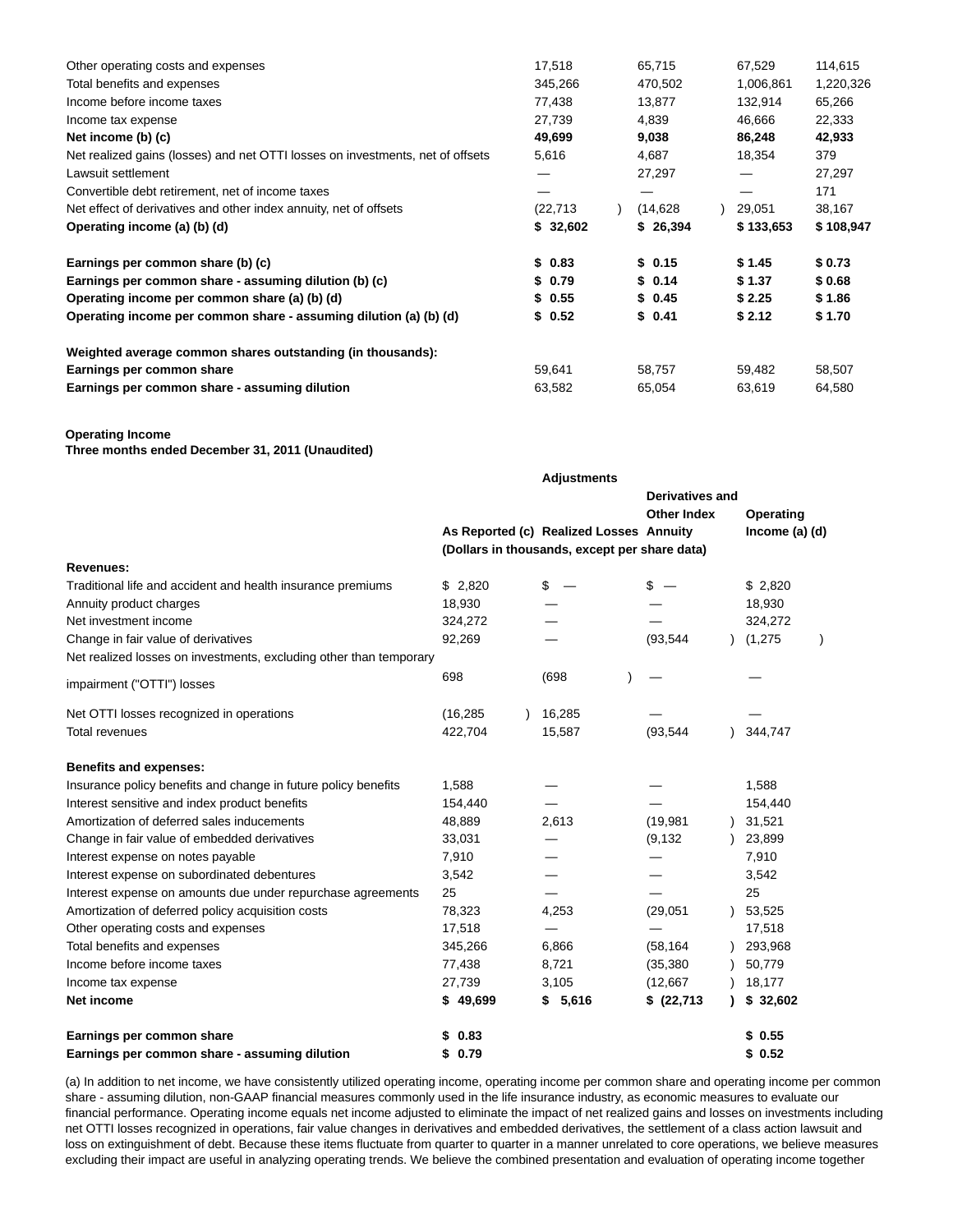| | | | | |
|---|---|---|---|---|
| Other operating costs and expenses | 17,518 | 65,715 | 67,529 | 114,615 |
| Total benefits and expenses | 345,266 | 470,502 | 1,006,861 | 1,220,326 |
| Income before income taxes | 77,438 | 13,877 | 132,914 | 65,266 |
| Income tax expense | 27,739 | 4,839 | 46,666 | 22,333 |
| **Net income (b) (c)** | **49,699** | **9,038** | **86,248** | **42,933** |
| Net realized gains (losses) and net OTTI losses on investments, net of offsets | 5,616 | 4,687 | 18,354 | 379 |
| Lawsuit settlement | — | 27,297 | — | 27,297 |
| Convertible debt retirement, net of income taxes | — | — | — | 171 |
| Net effect of derivatives and other index annuity, net of offsets | (22,713) | (14,628) | 29,051 | 38,167 |
| **Operating income (a) (b) (d)** | **$ 32,602** | **$ 26,394** | **$ 133,653** | **$ 108,947** |
| | | | | |
| **Earnings per common share (b) (c)** | **$ 0.83** | **$ 0.15** | **$ 1.45** | **$ 0.73** |
| **Earnings per common share - assuming dilution (b) (c)** | **$ 0.79** | **$ 0.14** | **$ 1.37** | **$ 0.68** |
| **Operating income per common share (a) (b) (d)** | **$ 0.55** | **$ 0.45** | **$ 2.25** | **$ 1.86** |
| **Operating income per common share - assuming dilution (a) (b) (d)** | **$ 0.52** | **$ 0.41** | **$ 2.12** | **$ 1.70** |
| | | | | |
| **Weighted average common shares outstanding (in thousands):** | | | | |
| **Earnings per common share** | 59,641 | 58,757 | 59,482 | 58,507 |
| **Earnings per common share - assuming dilution** | 63,582 | 65,054 | 63,619 | 64,580 |

**Operating Income**
**Three months ended December 31, 2011 (Unaudited)**

| | | **Adjustments** | | |
|---|---|---|---|---|
| | **As Reported (c)** | **Realized Losses** | **Derivatives and Other Index Annuity** | **Operating Income (a) (d)** |
| | **(Dollars in thousands, except per share data)** | | | |
| **Revenues:** | | | | |
| Traditional life and accident and health insurance premiums | $ 2,820 | $ — | $ — | $ 2,820 |
| Annuity product charges | 18,930 | — | — | 18,930 |
| Net investment income | 324,272 | — | — | 324,272 |
| Change in fair value of derivatives | 92,269 | — | (93,544) | (1,275) |
| Net realized losses on investments, excluding other than temporary impairment ("OTTI") losses | 698 | (698) | — | — |
| Net OTTI losses recognized in operations | (16,285) | 16,285 | — | — |
| Total revenues | 422,704 | 15,587 | (93,544) | 344,747 |
| | | | | |
| **Benefits and expenses:** | | | | |
| Insurance policy benefits and change in future policy benefits | 1,588 | — | — | 1,588 |
| Interest sensitive and index product benefits | 154,440 | — | — | 154,440 |
| Amortization of deferred sales inducements | 48,889 | 2,613 | (19,981) | 31,521 |
| Change in fair value of embedded derivatives | 33,031 | — | (9,132) | 23,899 |
| Interest expense on notes payable | 7,910 | — | — | 7,910 |
| Interest expense on subordinated debentures | 3,542 | — | — | 3,542 |
| Interest expense on amounts due under repurchase agreements | 25 | — | — | 25 |
| Amortization of deferred policy acquisition costs | 78,323 | 4,253 | (29,051) | 53,525 |
| Other operating costs and expenses | 17,518 | — | — | 17,518 |
| Total benefits and expenses | 345,266 | 6,866 | (58,164) | 293,968 |
| Income before income taxes | 77,438 | 8,721 | (35,380) | 50,779 |
| Income tax expense | 27,739 | 3,105 | (12,667) | 18,177 |
| **Net income** | **$ 49,699** | **$ 5,616** | **$ (22,713)** | **$ 32,602** |
| | | | | |
| **Earnings per common share** | **$ 0.83** | | | **$ 0.55** |
| **Earnings per common share - assuming dilution** | **$ 0.79** | | | **$ 0.52** |

(a) In addition to net income, we have consistently utilized operating income, operating income per common share and operating income per common share - assuming dilution, non-GAAP financial measures commonly used in the life insurance industry, as economic measures to evaluate our financial performance. Operating income equals net income adjusted to eliminate the impact of net realized gains and losses on investments including net OTTI losses recognized in operations, fair value changes in derivatives and embedded derivatives, the settlement of a class action lawsuit and loss on extinguishment of debt. Because these items fluctuate from quarter to quarter in a manner unrelated to core operations, we believe measures excluding their impact are useful in analyzing operating trends. We believe the combined presentation and evaluation of operating income together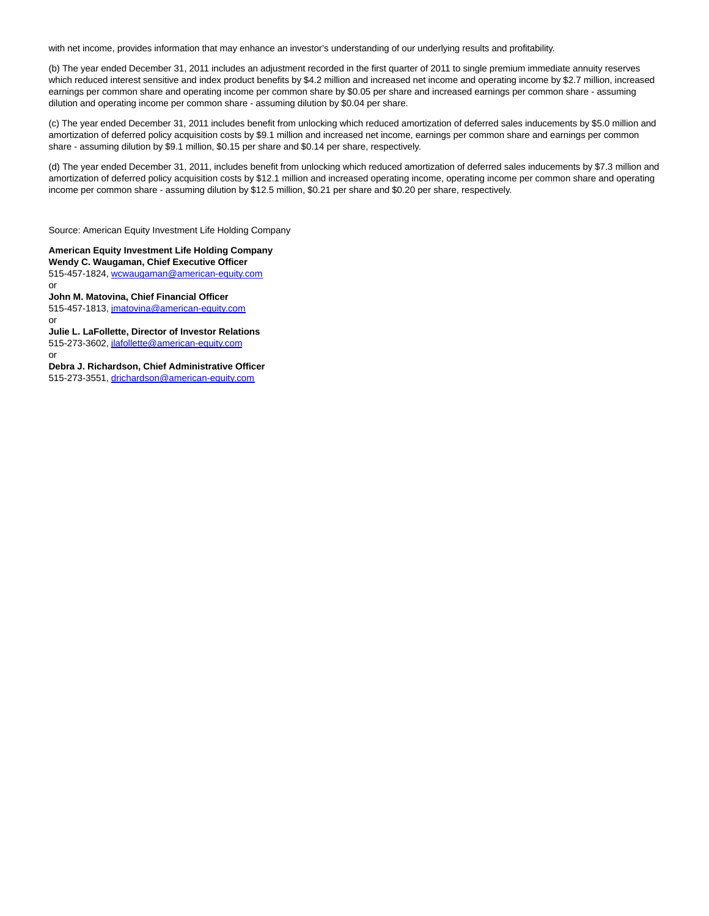with net income, provides information that may enhance an investor's understanding of our underlying results and profitability.

(b) The year ended December 31, 2011 includes an adjustment recorded in the first quarter of 2011 to single premium immediate annuity reserves which reduced interest sensitive and index product benefits by $4.2 million and increased net income and operating income by $2.7 million, increased earnings per common share and operating income per common share by $0.05 per share and increased earnings per common share - assuming dilution and operating income per common share - assuming dilution by $0.04 per share.

(c) The year ended December 31, 2011 includes benefit from unlocking which reduced amortization of deferred sales inducements by $5.0 million and amortization of deferred policy acquisition costs by $9.1 million and increased net income, earnings per common share and earnings per common share - assuming dilution by $9.1 million, $0.15 per share and $0.14 per share, respectively.

(d) The year ended December 31, 2011, includes benefit from unlocking which reduced amortization of deferred sales inducements by $7.3 million and amortization of deferred policy acquisition costs by $12.1 million and increased operating income, operating income per common share and operating income per common share - assuming dilution by $12.5 million, $0.21 per share and $0.20 per share, respectively.

Source: American Equity Investment Life Holding Company

**American Equity Investment Life Holding Company**
**Wendy C. Waugaman, Chief Executive Officer**
515-457-1824, wcwaugaman@american-equity.com
or
**John M. Matovina, Chief Financial Officer**
515-457-1813, jmatovina@american-equity.com
or
**Julie L. LaFollette, Director of Investor Relations**
515-273-3602, jlafollette@american-equity.com
or
**Debra J. Richardson, Chief Administrative Officer**
515-273-3551, drichardson@american-equity.com